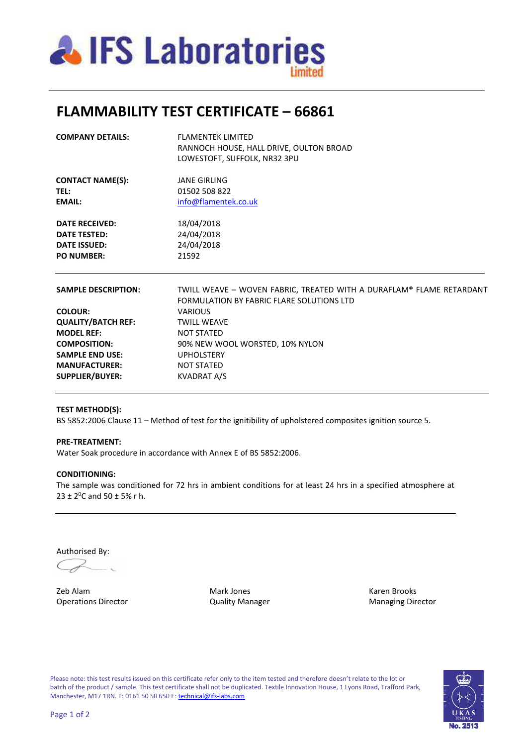IFS Laboratories Limited

# FLAMMABILITY TEST CERTIFICATE – 66861

| | |
|---|---|
| **COMPANY DETAILS:** | FLAMENTEK LIMITED<br>RANNOCH HOUSE, HALL DRIVE, OULTON BROAD<br>LOWESTOFT, SUFFOLK, NR32 3PU |
| **CONTACT NAME(S):** | JANE GIRLING |
| **TEL:** | 01502 508 822 |
| **EMAIL:** | info@flamentek.co.uk |
| **DATE RECEIVED:** | 18/04/2018 |
| **DATE TESTED:** | 24/04/2018 |
| **DATE ISSUED:** | 24/04/2018 |
| **PO NUMBER:** | 21592 |

| | |
|---|---|
| **SAMPLE DESCRIPTION:** | TWILL WEAVE – WOVEN FABRIC, TREATED WITH A DURAFLAM® FLAME RETARDANT FORMULATION BY FABRIC FLARE SOLUTIONS LTD |
| **COLOUR:** | VARIOUS |
| **QUALITY/BATCH REF:** | TWILL WEAVE |
| **MODEL REF:** | NOT STATED |
| **COMPOSITION:** | 90% NEW WOOL WORSTED, 10% NYLON |
| **SAMPLE END USE:** | UPHOLSTERY |
| **MANUFACTURER:** | NOT STATED |
| **SUPPLIER/BUYER:** | KVADRAT A/S |

**TEST METHOD(S):**
BS 5852:2006 Clause 11 – Method of test for the ignitibility of upholstered composites ignition source 5.

**PRE-TREATMENT:**
Water Soak procedure in accordance with Annex E of BS 5852:2006.

**CONDITIONING:**
The sample was conditioned for 72 hrs in ambient conditions for at least 24 hrs in a specified atmosphere at 23 ± 2$^{0}$C and 50 ± 5% r h.

Authorised By:

| | | |
|---|---|---|
| Zeb Alam<br>Operations Director | Mark Jones<br>Quality Manager | Karen Brooks<br>Managing Director |

Please note: this test results issued on this certificate refer only to the item tested and therefore doesn't relate to the lot or batch of the product / sample. This test certificate shall not be duplicated. Textile Innovation House, 1 Lyons Road, Trafford Park, Manchester, M17 1RN. T: 0161 50 50 650 E: technical@ifs-labs.com

UKAS TESTING No. 2513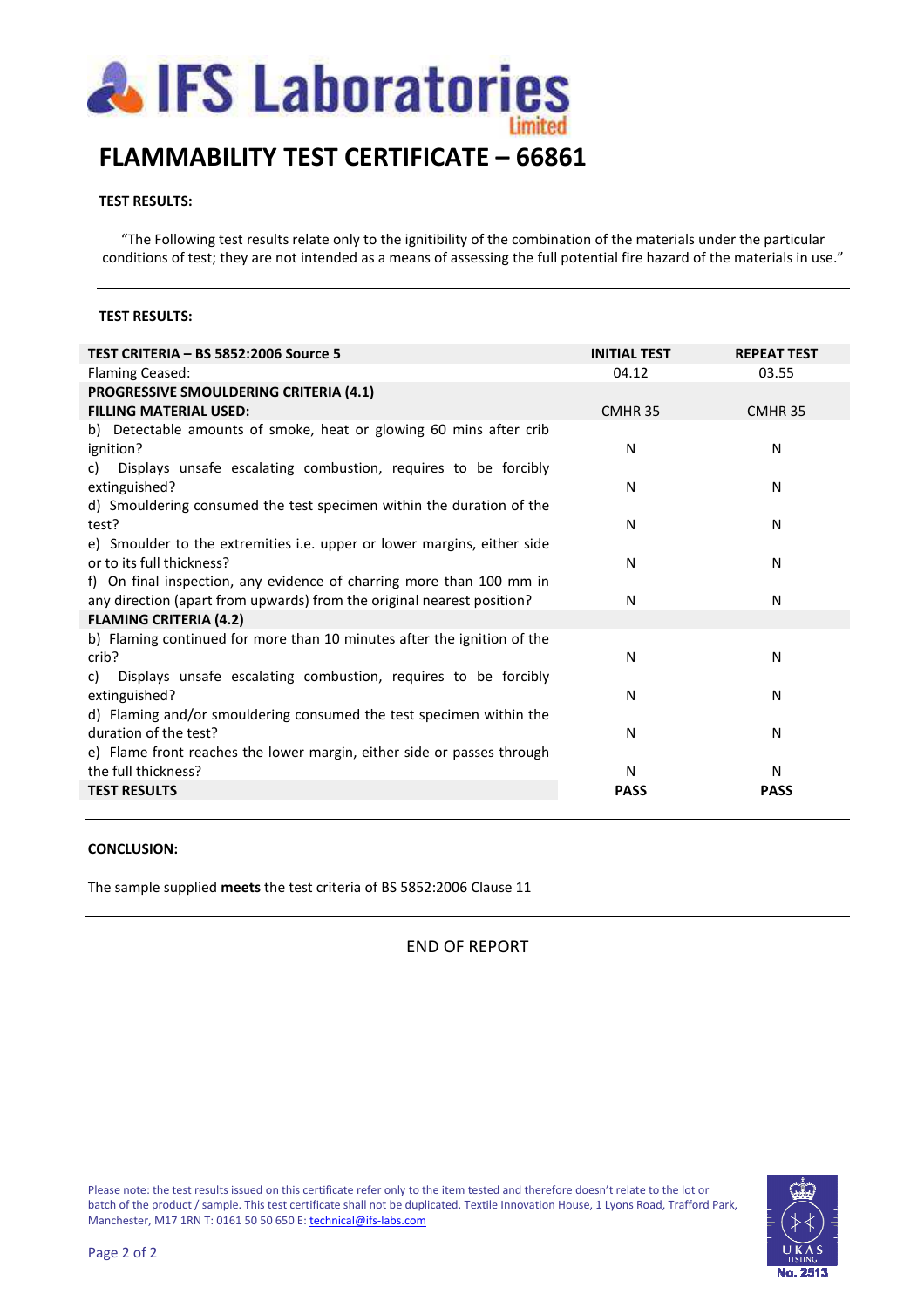# FLAMMABILITY TEST CERTIFICATE – 66861

**TEST RESULTS:**

"The Following test results relate only to the ignitibility of the combination of the materials under the particular conditions of test; they are not intended as a means of assessing the full potential fire hazard of the materials in use."

---

**TEST RESULTS:**

| TEST CRITERIA – BS 5852:2006 Source 5 | INITIAL TEST | REPEAT TEST |
|---|---|---|
| Flaming Ceased: | 04.12 | 03.55 |
| **PROGRESSIVE SMOULDERING CRITERIA (4.1)** | | |
| **FILLING MATERIAL USED:** | CMHR 35 | CMHR 35 |
| b) Detectable amounts of smoke, heat or glowing 60 mins after crib ignition? | N | N |
| c) Displays unsafe escalating combustion, requires to be forcibly extinguished? | N | N |
| d) Smouldering consumed the test specimen within the duration of the test? | N | N |
| e) Smoulder to the extremities i.e. upper or lower margins, either side or to its full thickness? | N | N |
| f) On final inspection, any evidence of charring more than 100 mm in any direction (apart from upwards) from the original nearest position? | N | N |
| **FLAMING CRITERIA (4.2)** | | |
| b) Flaming continued for more than 10 minutes after the ignition of the crib? | N | N |
| c) Displays unsafe escalating combustion, requires to be forcibly extinguished? | N | N |
| d) Flaming and/or smouldering consumed the test specimen within the duration of the test? | N | N |
| e) Flame front reaches the lower margin, either side or passes through the full thickness? | N | N |
| **TEST RESULTS** | **PASS** | **PASS** |

---

**CONCLUSION:**

The sample supplied **meets** the test criteria of BS 5852:2006 Clause 11

---

END OF REPORT

Please note: the test results issued on this certificate refer only to the item tested and therefore doesn't relate to the lot or batch of the product / sample. This test certificate shall not be duplicated. Textile Innovation House, 1 Lyons Road, Trafford Park, Manchester, M17 1RN T: 0161 50 50 650 E: technical@ifs-labs.com

UKAS TESTING No. 2513